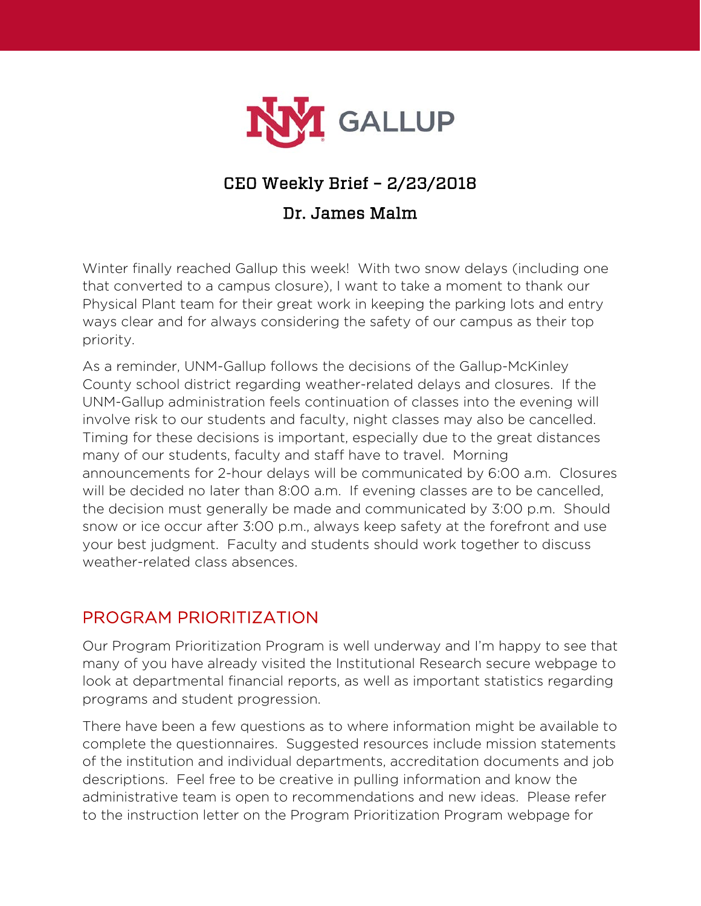UNM GALLUP

# CEO Weekly Brief – 2/23/2018

## Dr. James Malm

Winter finally reached Gallup this week! With two snow delays (including one that converted to a campus closure), I want to take a moment to thank our Physical Plant team for their great work in keeping the parking lots and entry ways clear and for always considering the safety of our campus as their top priority.

As a reminder, UNM-Gallup follows the decisions of the Gallup-McKinley County school district regarding weather-related delays and closures. If the UNM-Gallup administration feels continuation of classes into the evening will involve risk to our students and faculty, night classes may also be cancelled. Timing for these decisions is important, especially due to the great distances many of our students, faculty and staff have to travel. Morning announcements for 2-hour delays will be communicated by 6:00 a.m. Closures will be decided no later than 8:00 a.m. If evening classes are to be cancelled, the decision must generally be made and communicated by 3:00 p.m. Should snow or ice occur after 3:00 p.m., always keep safety at the forefront and use your best judgment. Faculty and students should work together to discuss weather-related class absences.

## PROGRAM PRIORITIZATION

Our Program Prioritization Program is well underway and I'm happy to see that many of you have already visited the Institutional Research secure webpage to look at departmental financial reports, as well as important statistics regarding programs and student progression.

There have been a few questions as to where information might be available to complete the questionnaires. Suggested resources include mission statements of the institution and individual departments, accreditation documents and job descriptions. Feel free to be creative in pulling information and know the administrative team is open to recommendations and new ideas. Please refer to the instruction letter on the Program Prioritization Program webpage for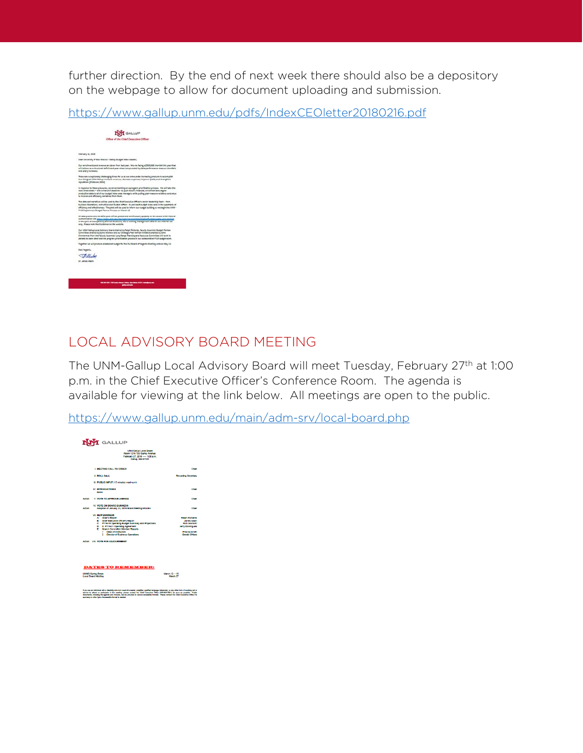further direction. By the end of next week there should also be a depository on the webpage to allow for document uploading and submission.

https://www.gallup.unm.edu/pdfs/IndexCEOletter20180216.pdf

## LOCAL ADVISORY BOARD MEETING

The UNM-Gallup Local Advisory Board will meet Tuesday, February 27th at 1:00 p.m. in the Chief Executive Officer's Conference Room. The agenda is available for viewing at the link below. All meetings are open to the public.

https://www.gallup.unm.edu/main/adm-srv/local-board.php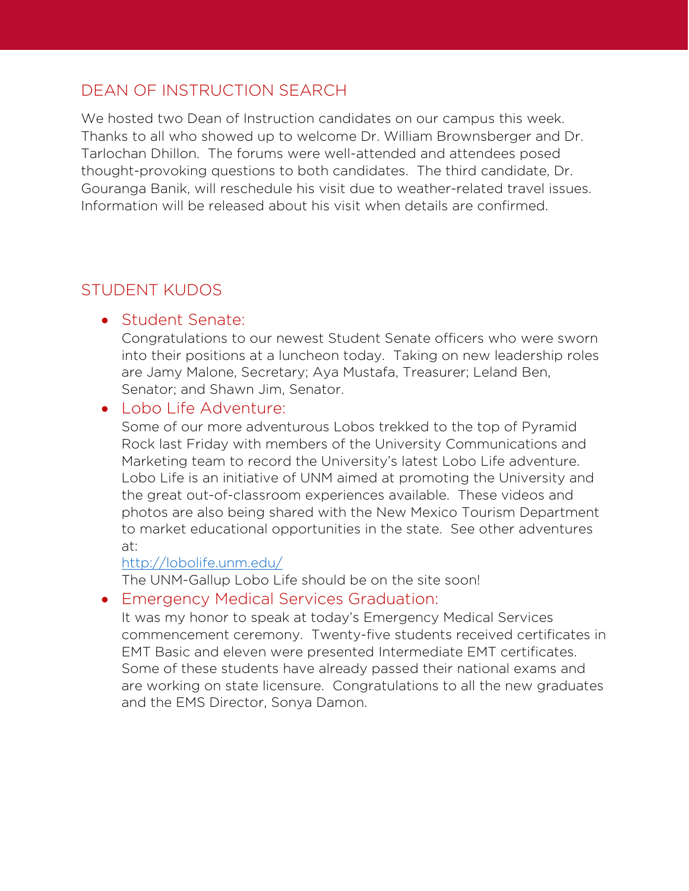## DEAN OF INSTRUCTION SEARCH

We hosted two Dean of Instruction candidates on our campus this week. Thanks to all who showed up to welcome Dr. William Brownsberger and Dr. Tarlochan Dhillon. The forums were well-attended and attendees posed thought-provoking questions to both candidates. The third candidate, Dr. Gouranga Banik, will reschedule his visit due to weather-related travel issues. Information will be released about his visit when details are confirmed.

## STUDENT KUDOS

- ### Student Senate:
  Congratulations to our newest Student Senate officers who were sworn into their positions at a luncheon today. Taking on new leadership roles are Jamy Malone, Secretary; Aya Mustafa, Treasurer; Leland Ben, Senator; and Shawn Jim, Senator.
- ### Lobo Life Adventure:
  Some of our more adventurous Lobos trekked to the top of Pyramid Rock last Friday with members of the University Communications and Marketing team to record the University's latest Lobo Life adventure. Lobo Life is an initiative of UNM aimed at promoting the University and the great out-of-classroom experiences available. These videos and photos are also being shared with the New Mexico Tourism Department to market educational opportunities in the state. See other adventures at:
  [http://lobolife.unm.edu/](http://lobolife.unm.edu/)
  The UNM-Gallup Lobo Life should be on the site soon!
- ### Emergency Medical Services Graduation:
  It was my honor to speak at today's Emergency Medical Services commencement ceremony. Twenty-five students received certificates in EMT Basic and eleven were presented Intermediate EMT certificates. Some of these students have already passed their national exams and are working on state licensure. Congratulations to all the new graduates and the EMS Director, Sonya Damon.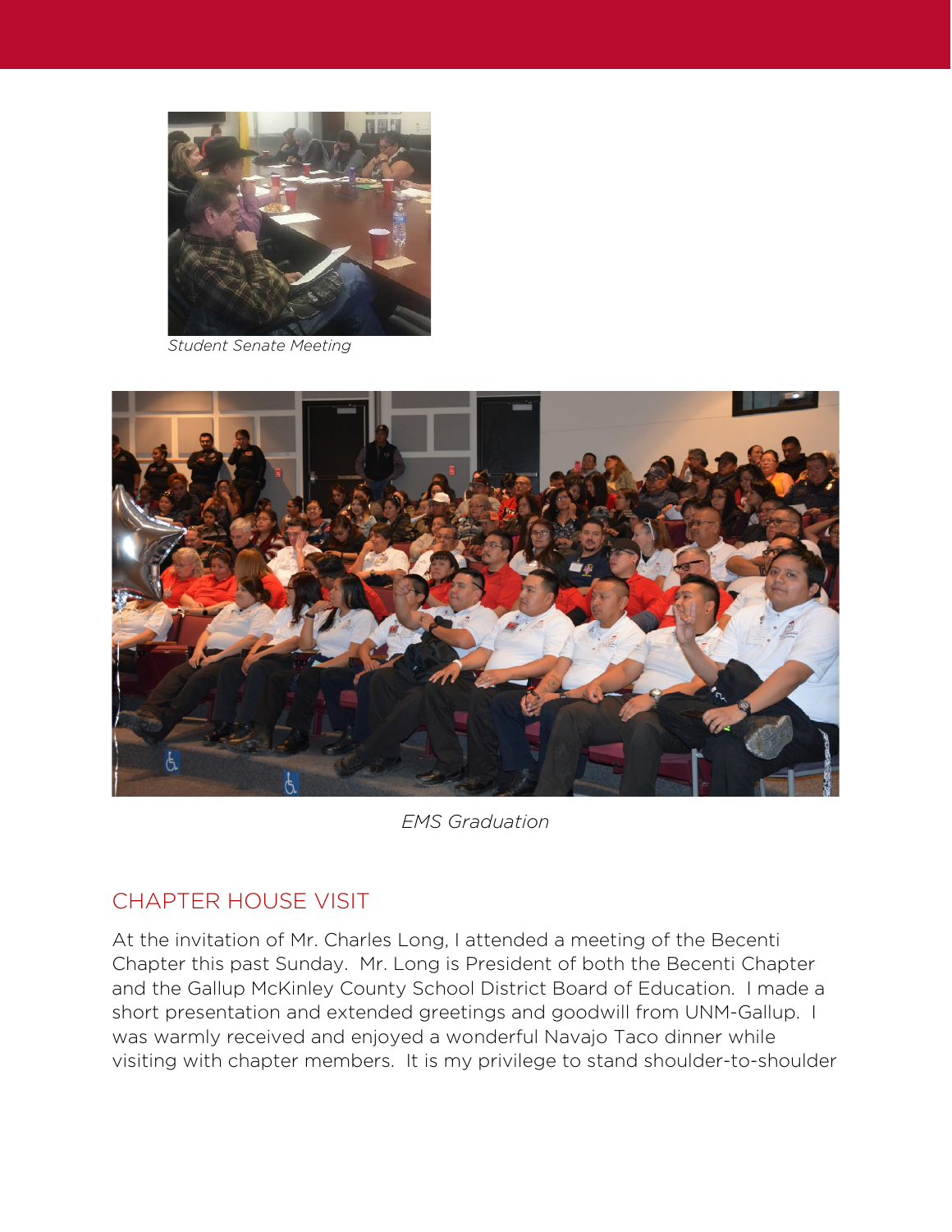*Student Senate Meeting*

*EMS Graduation*

## CHAPTER HOUSE VISIT

At the invitation of Mr. Charles Long, I attended a meeting of the Becenti Chapter this past Sunday. Mr. Long is President of both the Becenti Chapter and the Gallup McKinley County School District Board of Education. I made a short presentation and extended greetings and goodwill from UNM-Gallup. I was warmly received and enjoyed a wonderful Navajo Taco dinner while visiting with chapter members. It is my privilege to stand shoulder-to-shoulder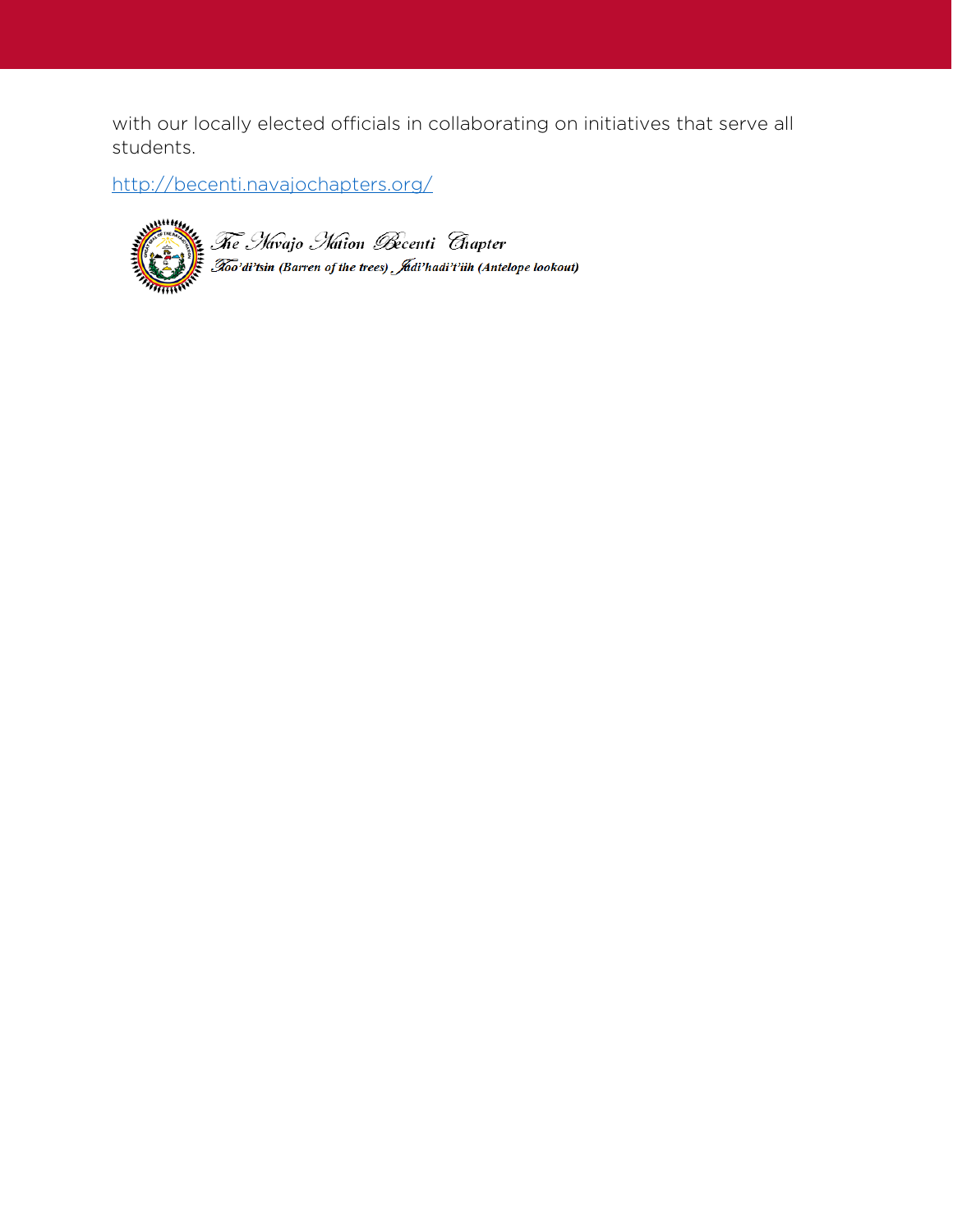with our locally elected officials in collaborating on initiatives that serve all students.

http://becenti.navajochapters.org/

The Navajo Nation Becenti Chapter

Łoo'di'tsin (Barren of the trees) . Jadi'hadi't'iih (Antelope lookout)